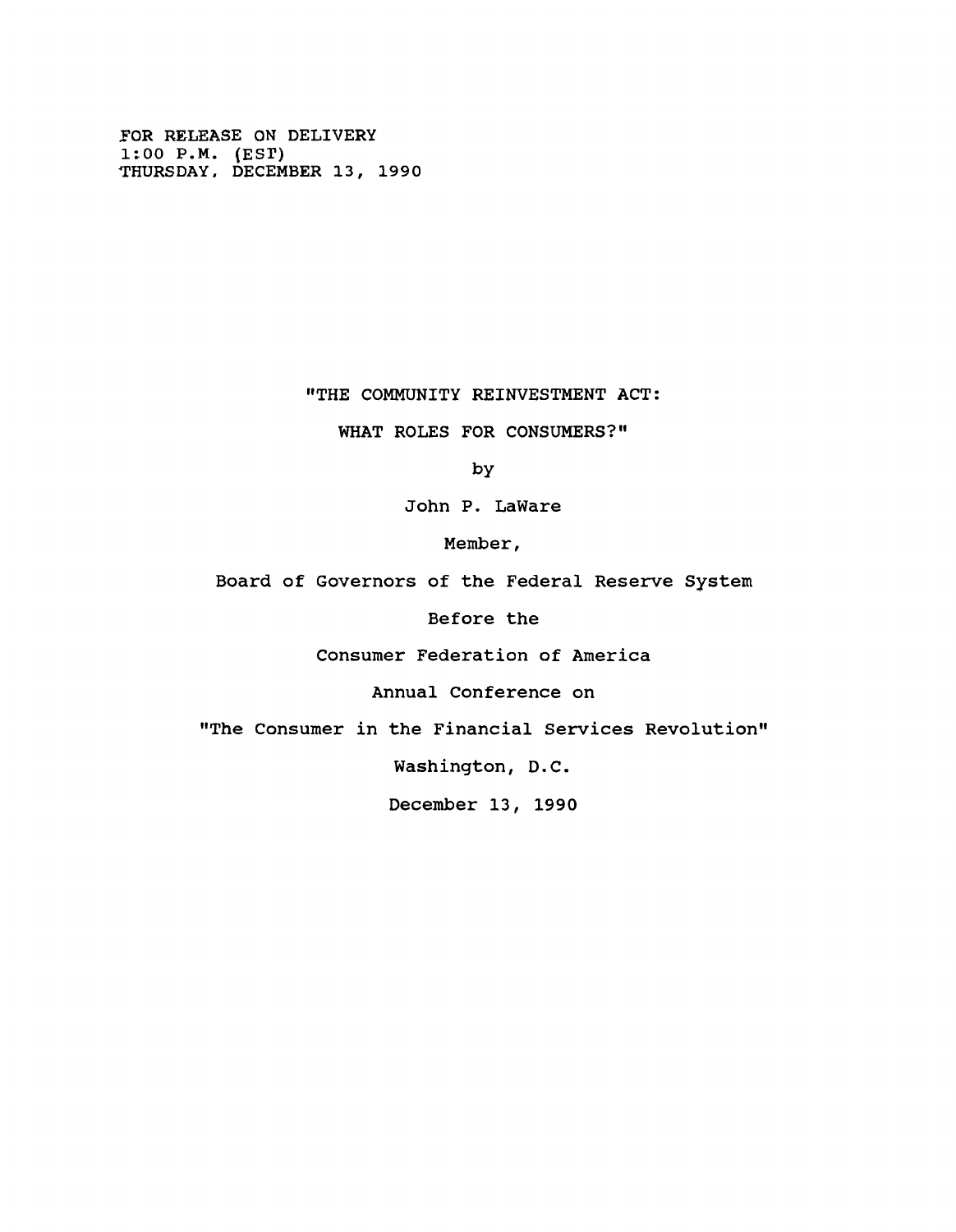FOR RELEASE ON DELIVERY
1:00 P.M. (EST)
THURSDAY, DECEMBER 13, 1990

# "THE COMMUNITY REINVESTMENT ACT: WHAT ROLES FOR CONSUMERS?"

by

John P. LaWare

Member,

Board of Governors of the Federal Reserve System

Before the

Consumer Federation of America

Annual Conference on

"The Consumer in the Financial Services Revolution"

Washington, D.C.

December 13, 1990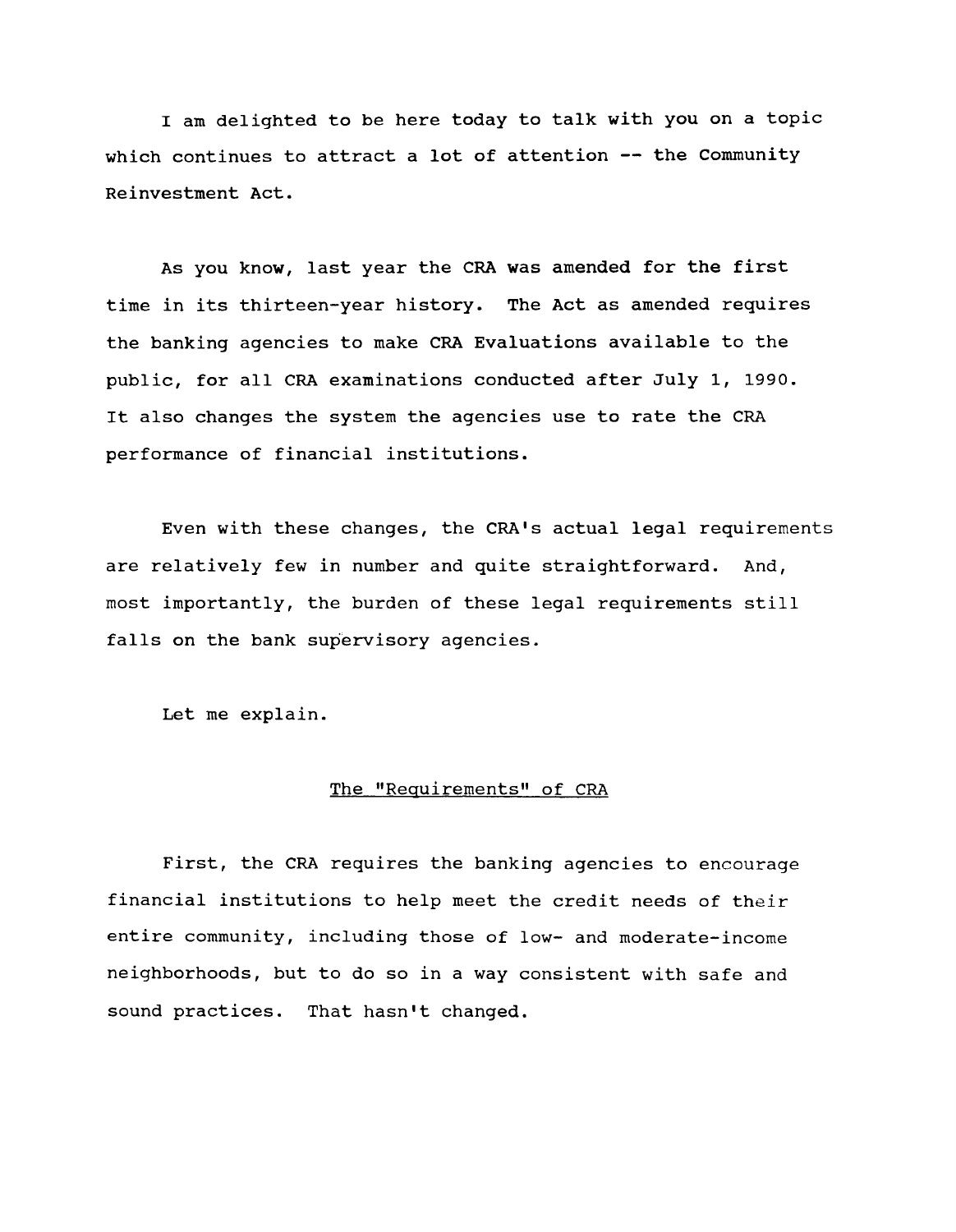I am delighted to be here today to talk with you on a topic which continues to attract a lot of attention -- the Community Reinvestment Act.

As you know, last year the CRA was amended for the first time in its thirteen-year history. The Act as amended requires the banking agencies to make CRA Evaluations available to the public, for all CRA examinations conducted after July 1, 1990. It also changes the system the agencies use to rate the CRA performance of financial institutions.

Even with these changes, the CRA's actual legal requirements are relatively few in number and quite straightforward. And, most importantly, the burden of these legal requirements still falls on the bank supervisory agencies.

Let me explain.

## The "Requirements" of CRA

First, the CRA requires the banking agencies to encourage financial institutions to help meet the credit needs of their entire community, including those of low- and moderate-income neighborhoods, but to do so in a way consistent with safe and sound practices. That hasn't changed.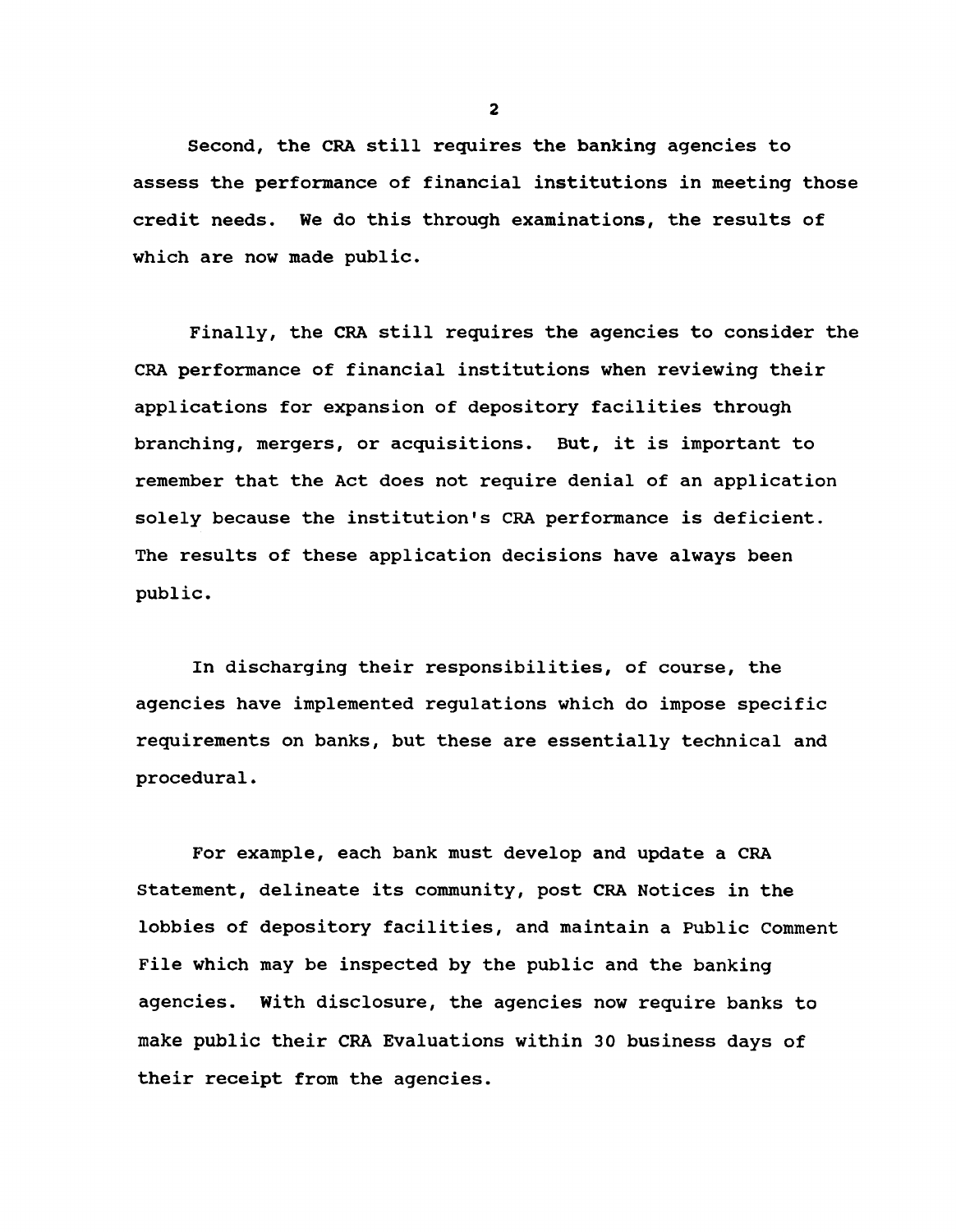Second, the CRA still requires the banking agencies to assess the performance of financial institutions in meeting those credit needs. We do this through examinations, the results of which are now made public.

Finally, the CRA still requires the agencies to consider the CRA performance of financial institutions when reviewing their applications for expansion of depository facilities through branching, mergers, or acquisitions. But, it is important to remember that the Act does not require denial of an application solely because the institution's CRA performance is deficient. The results of these application decisions have always been public.

In discharging their responsibilities, of course, the agencies have implemented regulations which do impose specific requirements on banks, but these are essentially technical and procedural.

For example, each bank must develop and update a CRA Statement, delineate its community, post CRA Notices in the lobbies of depository facilities, and maintain a Public Comment File which may be inspected by the public and the banking agencies. With disclosure, the agencies now require banks to make public their CRA Evaluations within 30 business days of their receipt from the agencies.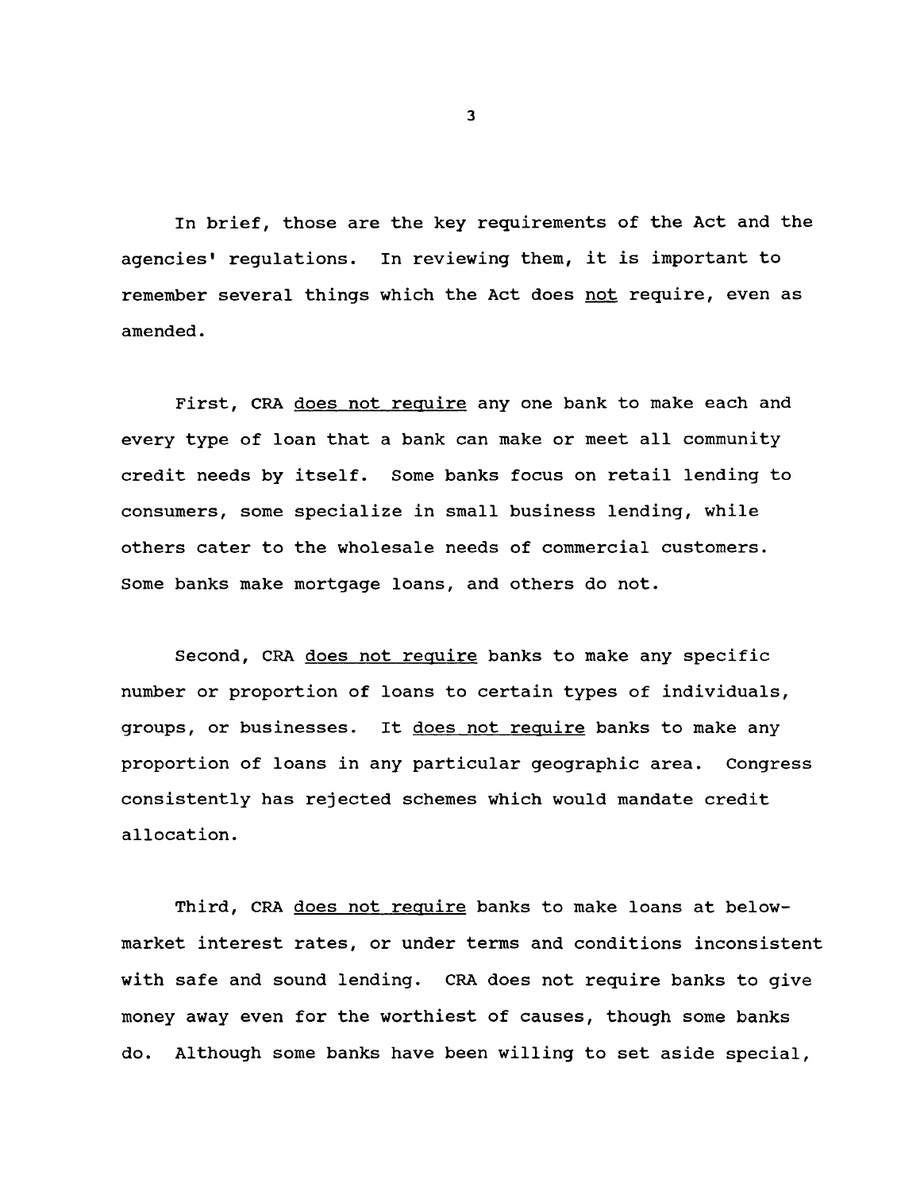In brief, those are the key requirements of the Act and the agencies' regulations. In reviewing them, it is important to remember several things which the Act does not require, even as amended.

First, CRA does not require any one bank to make each and every type of loan that a bank can make or meet all community credit needs by itself. Some banks focus on retail lending to consumers, some specialize in small business lending, while others cater to the wholesale needs of commercial customers. Some banks make mortgage loans, and others do not.

Second, CRA does not require banks to make any specific number or proportion of loans to certain types of individuals, groups, or businesses. It does not require banks to make any proportion of loans in any particular geographic area. Congress consistently has rejected schemes which would mandate credit allocation.

Third, CRA does not require banks to make loans at below-market interest rates, or under terms and conditions inconsistent with safe and sound lending. CRA does not require banks to give money away even for the worthiest of causes, though some banks do. Although some banks have been willing to set aside special,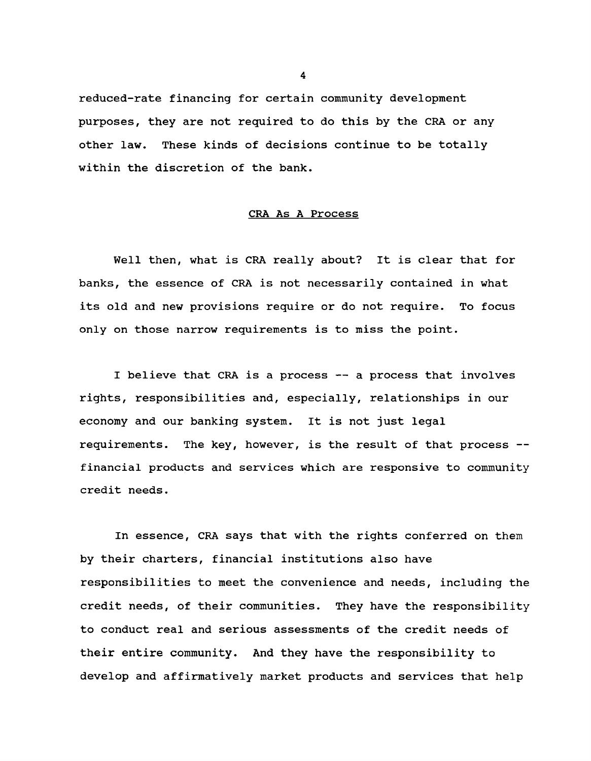reduced-rate financing for certain community development purposes, they are not required to do this by the CRA or any other law. These kinds of decisions continue to be totally within the discretion of the bank.

## CRA As A Process

Well then, what is CRA really about? It is clear that for banks, the essence of CRA is not necessarily contained in what its old and new provisions require or do not require. To focus only on those narrow requirements is to miss the point.

I believe that CRA is a process -- a process that involves rights, responsibilities and, especially, relationships in our economy and our banking system. It is not just legal requirements. The key, however, is the result of that process -- financial products and services which are responsive to community credit needs.

In essence, CRA says that with the rights conferred on them by their charters, financial institutions also have responsibilities to meet the convenience and needs, including the credit needs, of their communities. They have the responsibility to conduct real and serious assessments of the credit needs of their entire community. And they have the responsibility to develop and affirmatively market products and services that help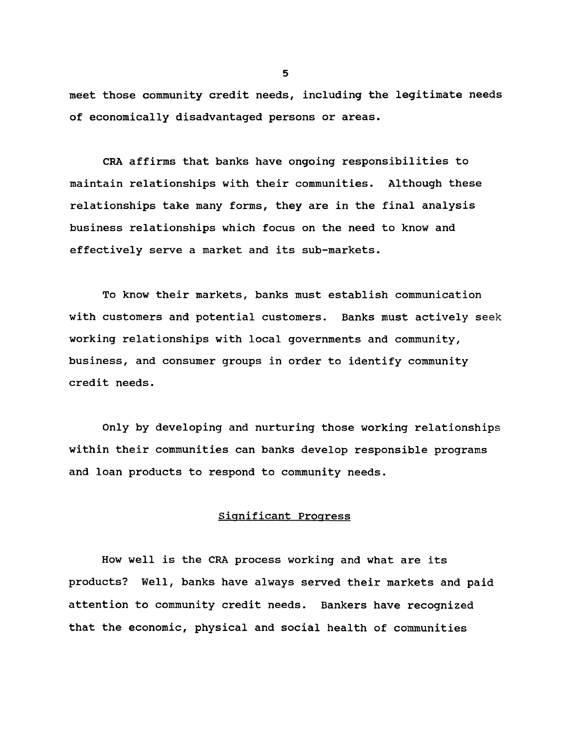meet those community credit needs, including the legitimate needs of economically disadvantaged persons or areas.

CRA affirms that banks have ongoing responsibilities to maintain relationships with their communities. Although these relationships take many forms, they are in the final analysis business relationships which focus on the need to know and effectively serve a market and its sub-markets.

To know their markets, banks must establish communication with customers and potential customers. Banks must actively seek working relationships with local governments and community, business, and consumer groups in order to identify community credit needs.

Only by developing and nurturing those working relationships within their communities can banks develop responsible programs and loan products to respond to community needs.

## Significant Progress

How well is the CRA process working and what are its products? Well, banks have always served their markets and paid attention to community credit needs. Bankers have recognized that the economic, physical and social health of communities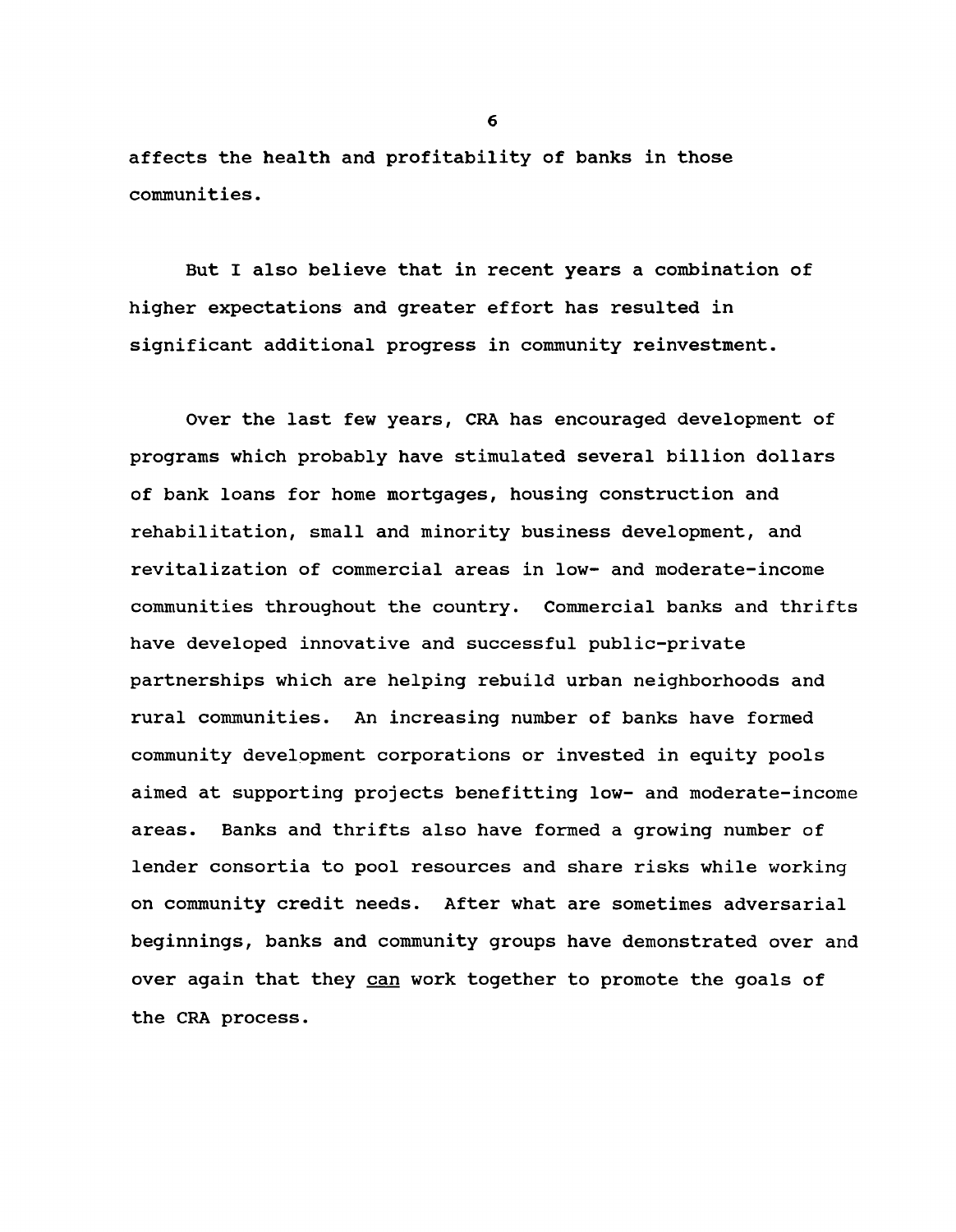affects the health and profitability of banks in those communities.

But I also believe that in recent years a combination of higher expectations and greater effort has resulted in significant additional progress in community reinvestment.

Over the last few years, CRA has encouraged development of programs which probably have stimulated several billion dollars of bank loans for home mortgages, housing construction and rehabilitation, small and minority business development, and revitalization of commercial areas in low- and moderate-income communities throughout the country. Commercial banks and thrifts have developed innovative and successful public-private partnerships which are helping rebuild urban neighborhoods and rural communities. An increasing number of banks have formed community development corporations or invested in equity pools aimed at supporting projects benefitting low- and moderate-income areas. Banks and thrifts also have formed a growing number of lender consortia to pool resources and share risks while working on community credit needs. After what are sometimes adversarial beginnings, banks and community groups have demonstrated over and over again that they <u>can</u> work together to promote the goals of the CRA process.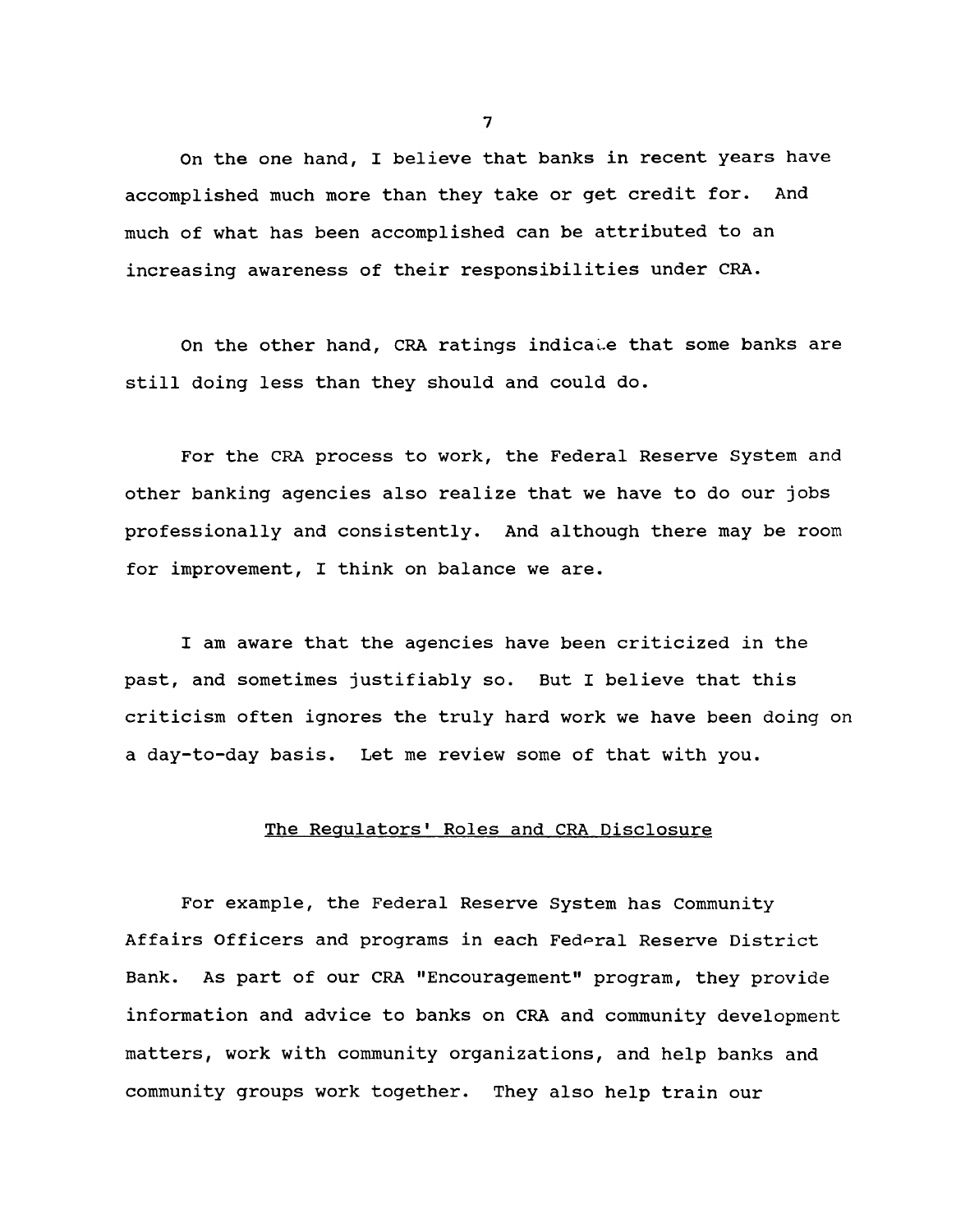On the one hand, I believe that banks in recent years have accomplished much more than they take or get credit for. And much of what has been accomplished can be attributed to an increasing awareness of their responsibilities under CRA.

On the other hand, CRA ratings indicate that some banks are still doing less than they should and could do.

For the CRA process to work, the Federal Reserve System and other banking agencies also realize that we have to do our jobs professionally and consistently. And although there may be room for improvement, I think on balance we are.

I am aware that the agencies have been criticized in the past, and sometimes justifiably so. But I believe that this criticism often ignores the truly hard work we have been doing on a day-to-day basis. Let me review some of that with you.

## The Regulators' Roles and CRA Disclosure

For example, the Federal Reserve System has Community Affairs Officers and programs in each Federal Reserve District Bank. As part of our CRA "Encouragement" program, they provide information and advice to banks on CRA and community development matters, work with community organizations, and help banks and community groups work together. They also help train our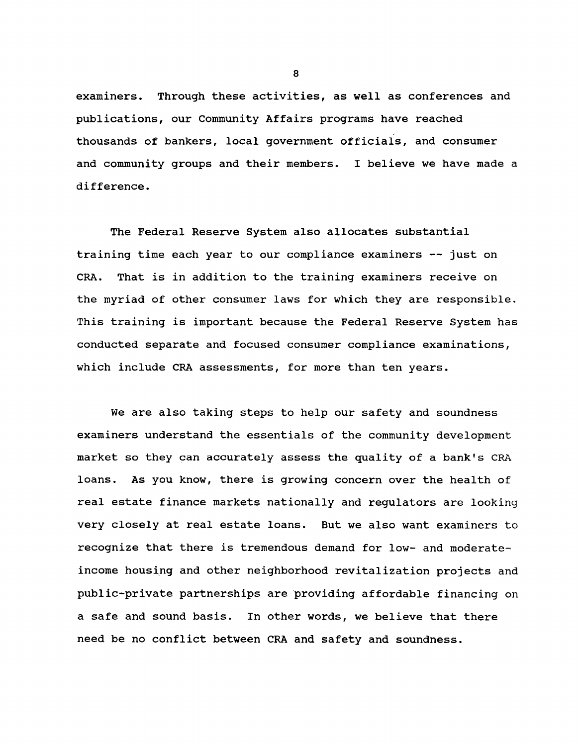examiners. Through these activities, as well as conferences and publications, our Community Affairs programs have reached thousands of bankers, local government officials, and consumer and community groups and their members. I believe we have made a difference.

The Federal Reserve System also allocates substantial training time each year to our compliance examiners -- just on CRA. That is in addition to the training examiners receive on the myriad of other consumer laws for which they are responsible. This training is important because the Federal Reserve System has conducted separate and focused consumer compliance examinations, which include CRA assessments, for more than ten years.

We are also taking steps to help our safety and soundness examiners understand the essentials of the community development market so they can accurately assess the quality of a bank's CRA loans. As you know, there is growing concern over the health of real estate finance markets nationally and regulators are looking very closely at real estate loans. But we also want examiners to recognize that there is tremendous demand for low- and moderate-income housing and other neighborhood revitalization projects and public-private partnerships are providing affordable financing on a safe and sound basis. In other words, we believe that there need be no conflict between CRA and safety and soundness.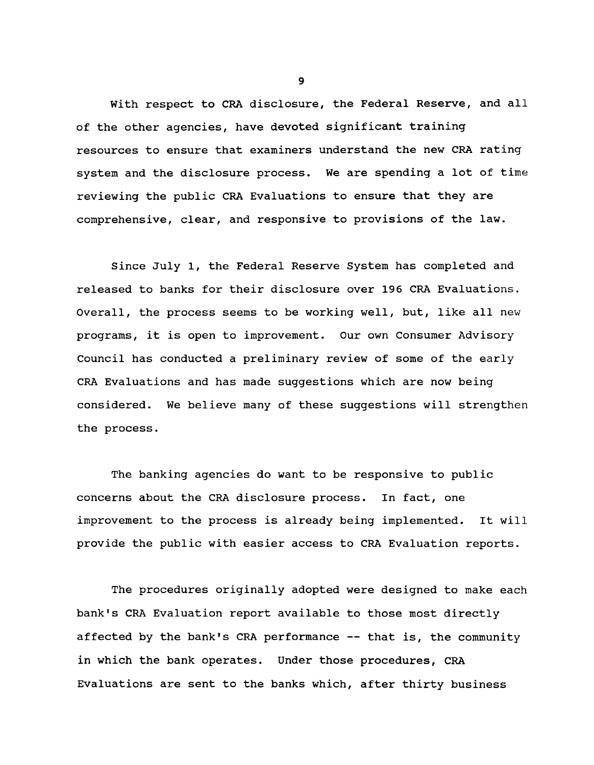With respect to CRA disclosure, the Federal Reserve, and all of the other agencies, have devoted significant training resources to ensure that examiners understand the new CRA rating system and the disclosure process. We are spending a lot of time reviewing the public CRA Evaluations to ensure that they are comprehensive, clear, and responsive to provisions of the law.

Since July 1, the Federal Reserve System has completed and released to banks for their disclosure over 196 CRA Evaluations. Overall, the process seems to be working well, but, like all new programs, it is open to improvement. Our own Consumer Advisory Council has conducted a preliminary review of some of the early CRA Evaluations and has made suggestions which are now being considered. We believe many of these suggestions will strengthen the process.

The banking agencies do want to be responsive to public concerns about the CRA disclosure process. In fact, one improvement to the process is already being implemented. It will provide the public with easier access to CRA Evaluation reports.

The procedures originally adopted were designed to make each bank's CRA Evaluation report available to those most directly affected by the bank's CRA performance -- that is, the community in which the bank operates. Under those procedures, CRA Evaluations are sent to the banks which, after thirty business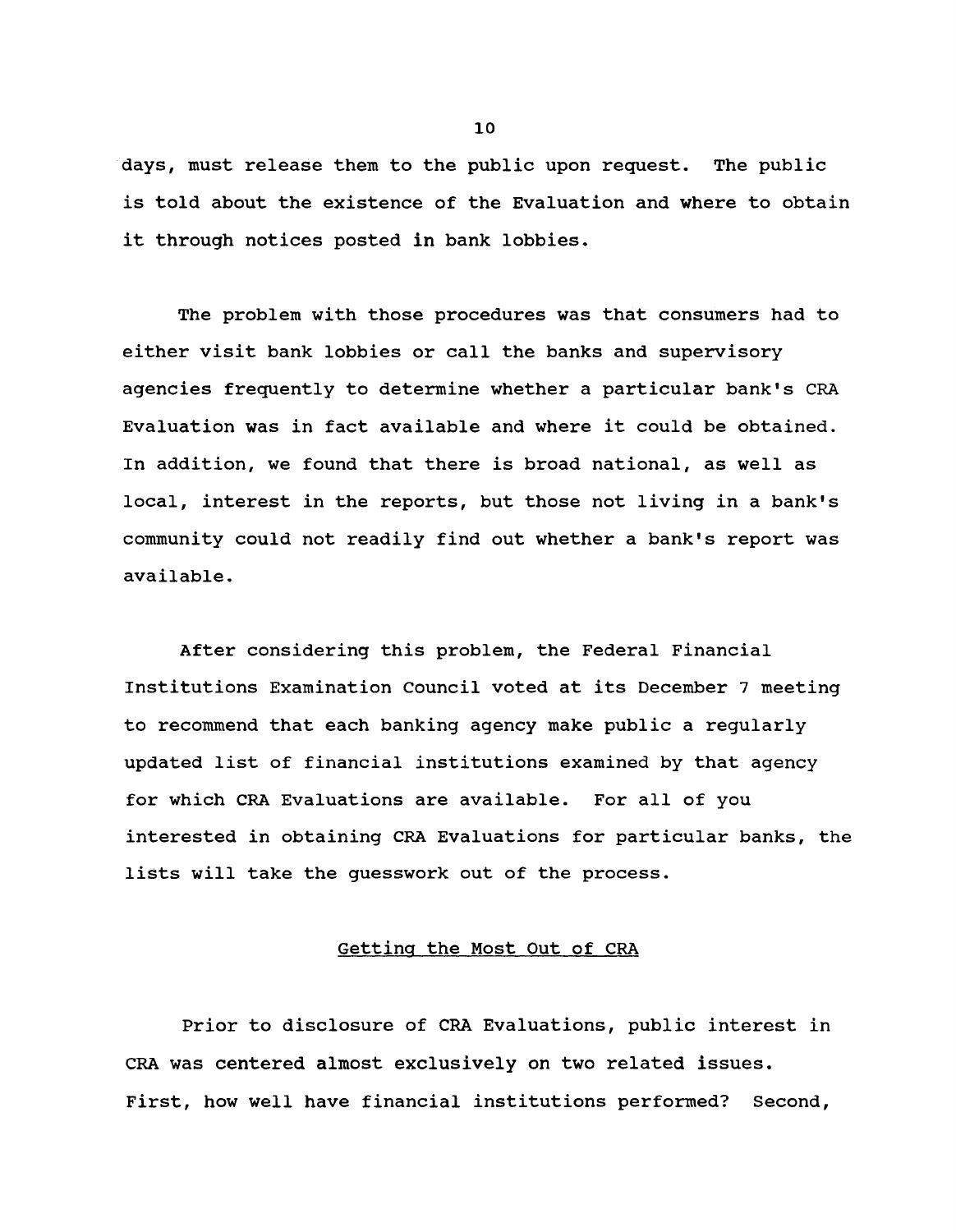days, must release them to the public upon request. The public is told about the existence of the Evaluation and where to obtain it through notices posted in bank lobbies.

The problem with those procedures was that consumers had to either visit bank lobbies or call the banks and supervisory agencies frequently to determine whether a particular bank's CRA Evaluation was in fact available and where it could be obtained. In addition, we found that there is broad national, as well as local, interest in the reports, but those not living in a bank's community could not readily find out whether a bank's report was available.

After considering this problem, the Federal Financial Institutions Examination Council voted at its December 7 meeting to recommend that each banking agency make public a regularly updated list of financial institutions examined by that agency for which CRA Evaluations are available. For all of you interested in obtaining CRA Evaluations for particular banks, the lists will take the guesswork out of the process.

## Getting the Most Out of CRA

Prior to disclosure of CRA Evaluations, public interest in CRA was centered almost exclusively on two related issues. First, how well have financial institutions performed? Second,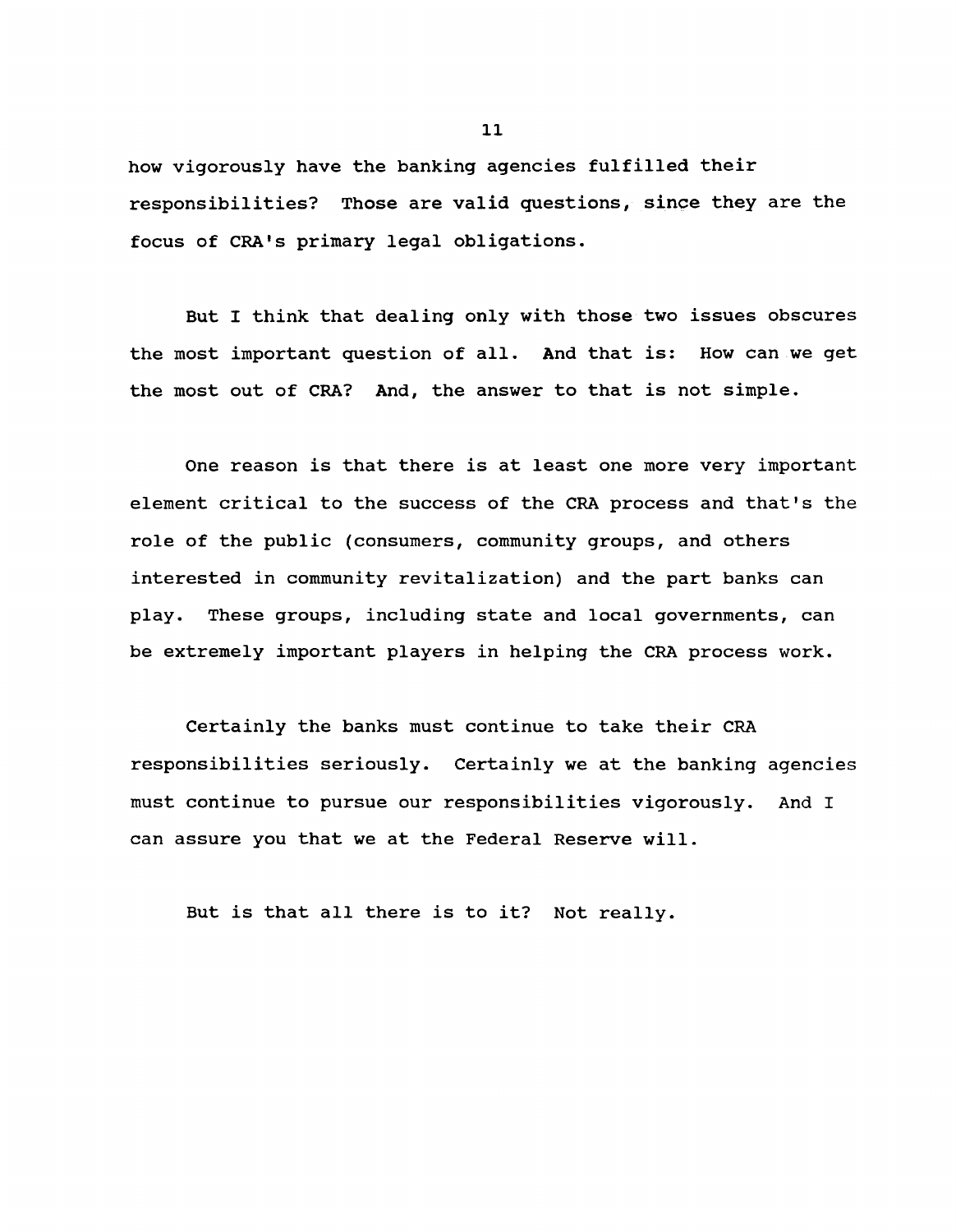how vigorously have the banking agencies fulfilled their responsibilities? Those are valid questions, since they are the focus of CRA's primary legal obligations.

But I think that dealing only with those two issues obscures the most important question of all. And that is: How can we get the most out of CRA? And, the answer to that is not simple.

One reason is that there is at least one more very important element critical to the success of the CRA process and that's the role of the public (consumers, community groups, and others interested in community revitalization) and the part banks can play. These groups, including state and local governments, can be extremely important players in helping the CRA process work.

Certainly the banks must continue to take their CRA responsibilities seriously. Certainly we at the banking agencies must continue to pursue our responsibilities vigorously. And I can assure you that we at the Federal Reserve will.

But is that all there is to it? Not really.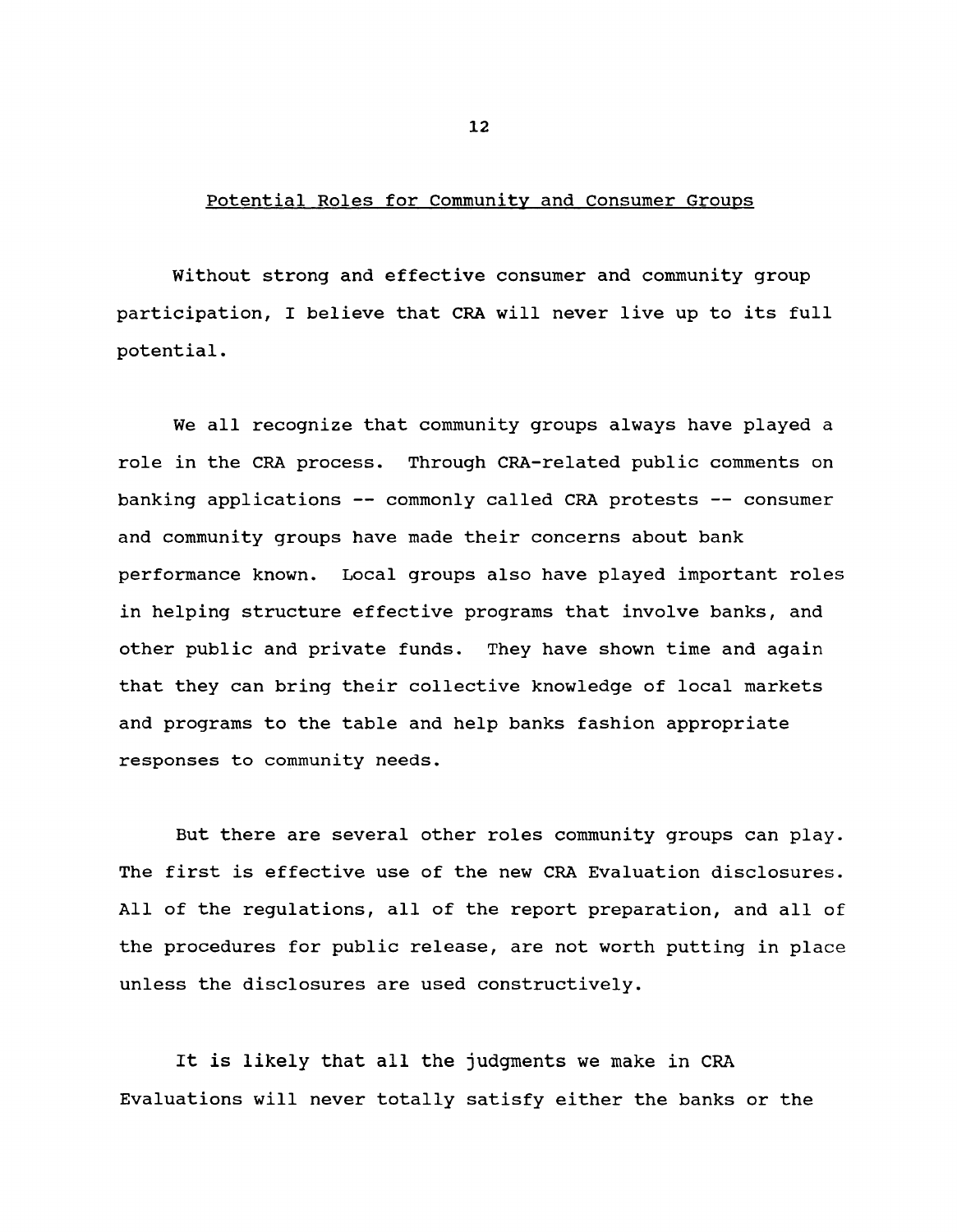## Potential Roles for Community and Consumer Groups

Without strong and effective consumer and community group participation, I believe that CRA will never live up to its full potential.

We all recognize that community groups always have played a role in the CRA process. Through CRA-related public comments on banking applications -- commonly called CRA protests -- consumer and community groups have made their concerns about bank performance known. Local groups also have played important roles in helping structure effective programs that involve banks, and other public and private funds. They have shown time and again that they can bring their collective knowledge of local markets and programs to the table and help banks fashion appropriate responses to community needs.

But there are several other roles community groups can play. The first is effective use of the new CRA Evaluation disclosures. All of the regulations, all of the report preparation, and all of the procedures for public release, are not worth putting in place unless the disclosures are used constructively.

It is likely that all the judgments we make in CRA Evaluations will never totally satisfy either the banks or the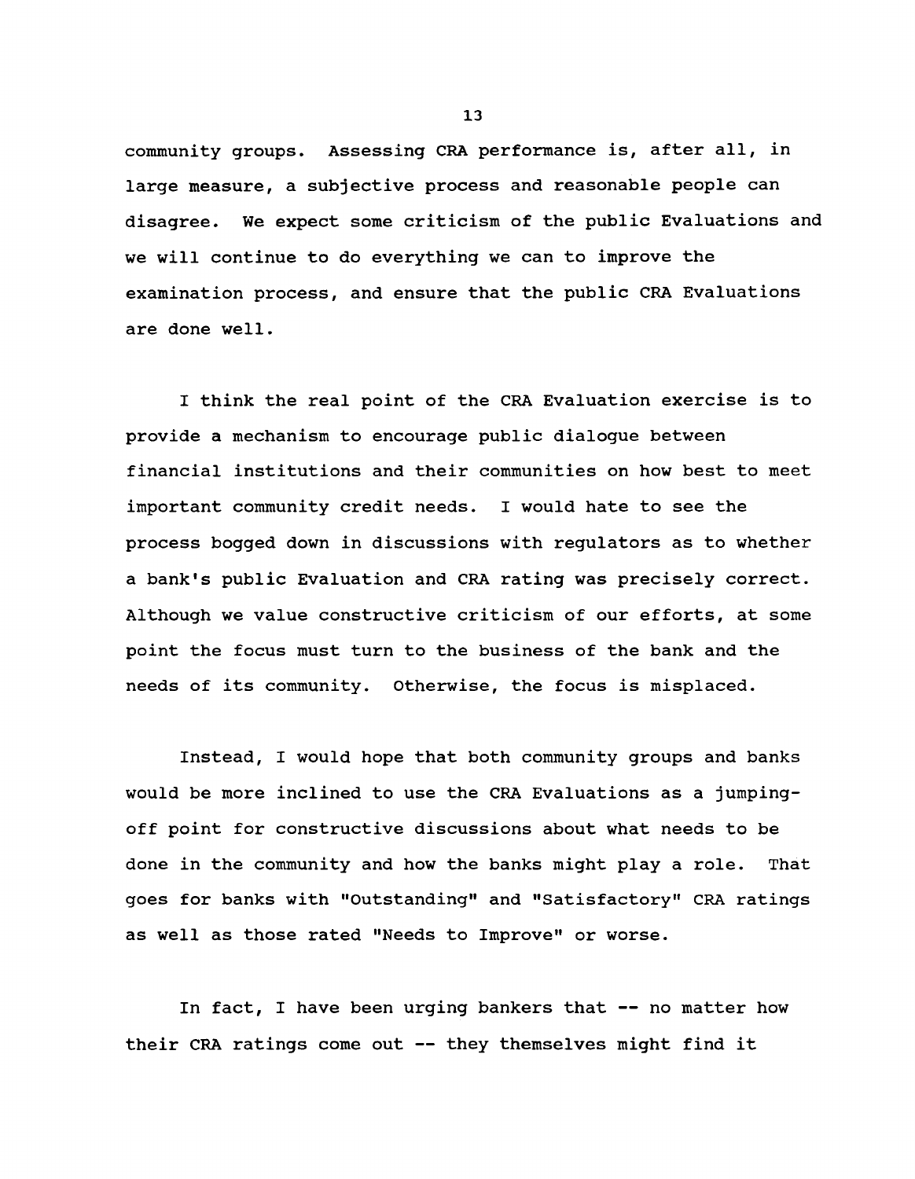community groups. Assessing CRA performance is, after all, in large measure, a subjective process and reasonable people can disagree. We expect some criticism of the public Evaluations and we will continue to do everything we can to improve the examination process, and ensure that the public CRA Evaluations are done well.

I think the real point of the CRA Evaluation exercise is to provide a mechanism to encourage public dialogue between financial institutions and their communities on how best to meet important community credit needs. I would hate to see the process bogged down in discussions with regulators as to whether a bank's public Evaluation and CRA rating was precisely correct. Although we value constructive criticism of our efforts, at some point the focus must turn to the business of the bank and the needs of its community. Otherwise, the focus is misplaced.

Instead, I would hope that both community groups and banks would be more inclined to use the CRA Evaluations as a jumping-off point for constructive discussions about what needs to be done in the community and how the banks might play a role. That goes for banks with "Outstanding" and "Satisfactory" CRA ratings as well as those rated "Needs to Improve" or worse.

In fact, I have been urging bankers that -- no matter how their CRA ratings come out -- they themselves might find it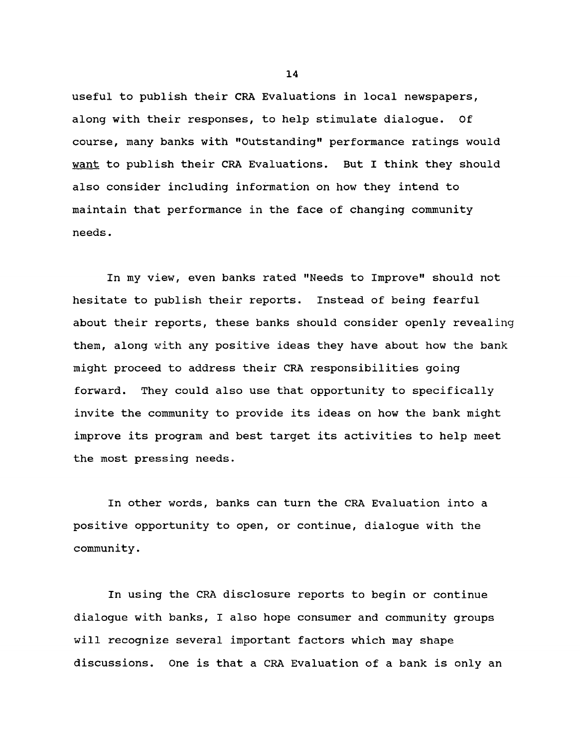useful to publish their CRA Evaluations in local newspapers, along with their responses, to help stimulate dialogue. Of course, many banks with "Outstanding" performance ratings would _want_ to publish their CRA Evaluations. But I think they should also consider including information on how they intend to maintain that performance in the face of changing community needs.

In my view, even banks rated "Needs to Improve" should not hesitate to publish their reports. Instead of being fearful about their reports, these banks should consider openly revealing them, along with any positive ideas they have about how the bank might proceed to address their CRA responsibilities going forward. They could also use that opportunity to specifically invite the community to provide its ideas on how the bank might improve its program and best target its activities to help meet the most pressing needs.

In other words, banks can turn the CRA Evaluation into a positive opportunity to open, or continue, dialogue with the community.

In using the CRA disclosure reports to begin or continue dialogue with banks, I also hope consumer and community groups will recognize several important factors which may shape discussions. One is that a CRA Evaluation of a bank is only an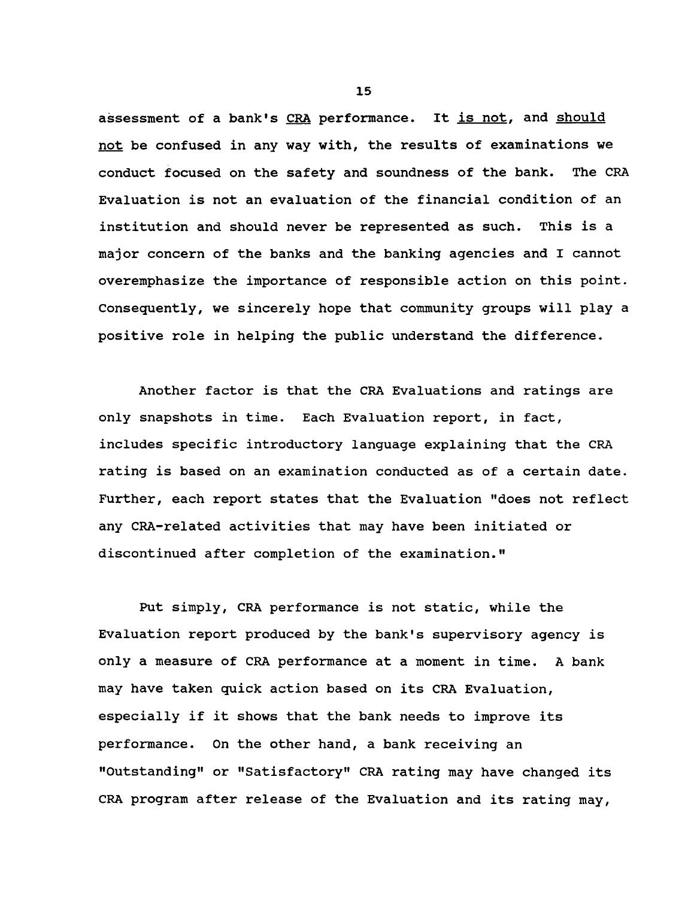assessment of a bank's <u>CRA</u> performance. It <u>is not</u>, and <u>should not</u> be confused in any way with, the results of examinations we conduct focused on the safety and soundness of the bank. The CRA Evaluation is not an evaluation of the financial condition of an institution and should never be represented as such. This is a major concern of the banks and the banking agencies and I cannot overemphasize the importance of responsible action on this point. Consequently, we sincerely hope that community groups will play a positive role in helping the public understand the difference.

Another factor is that the CRA Evaluations and ratings are only snapshots in time. Each Evaluation report, in fact, includes specific introductory language explaining that the CRA rating is based on an examination conducted as of a certain date. Further, each report states that the Evaluation "does not reflect any CRA-related activities that may have been initiated or discontinued after completion of the examination."

Put simply, CRA performance is not static, while the Evaluation report produced by the bank's supervisory agency is only a measure of CRA performance at a moment in time. A bank may have taken quick action based on its CRA Evaluation, especially if it shows that the bank needs to improve its performance. On the other hand, a bank receiving an "Outstanding" or "Satisfactory" CRA rating may have changed its CRA program after release of the Evaluation and its rating may,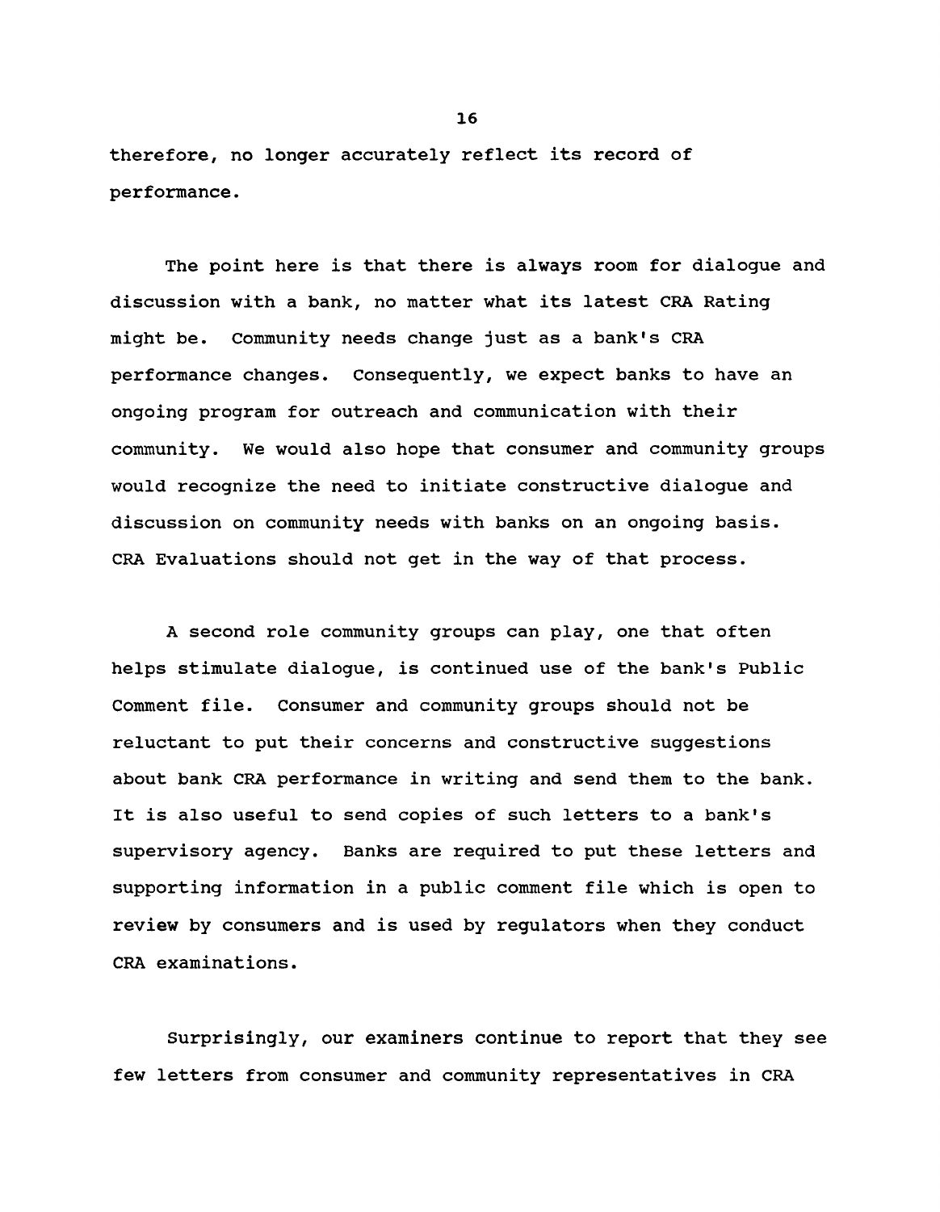therefore, no longer accurately reflect its record of performance.

The point here is that there is always room for dialogue and discussion with a bank, no matter what its latest CRA Rating might be. Community needs change just as a bank's CRA performance changes. Consequently, we expect banks to have an ongoing program for outreach and communication with their community. We would also hope that consumer and community groups would recognize the need to initiate constructive dialogue and discussion on community needs with banks on an ongoing basis. CRA Evaluations should not get in the way of that process.

A second role community groups can play, one that often helps stimulate dialogue, is continued use of the bank's Public Comment file. Consumer and community groups should not be reluctant to put their concerns and constructive suggestions about bank CRA performance in writing and send them to the bank. It is also useful to send copies of such letters to a bank's supervisory agency. Banks are required to put these letters and supporting information in a public comment file which is open to review by consumers and is used by regulators when they conduct CRA examinations.

Surprisingly, our examiners continue to report that they see few letters from consumer and community representatives in CRA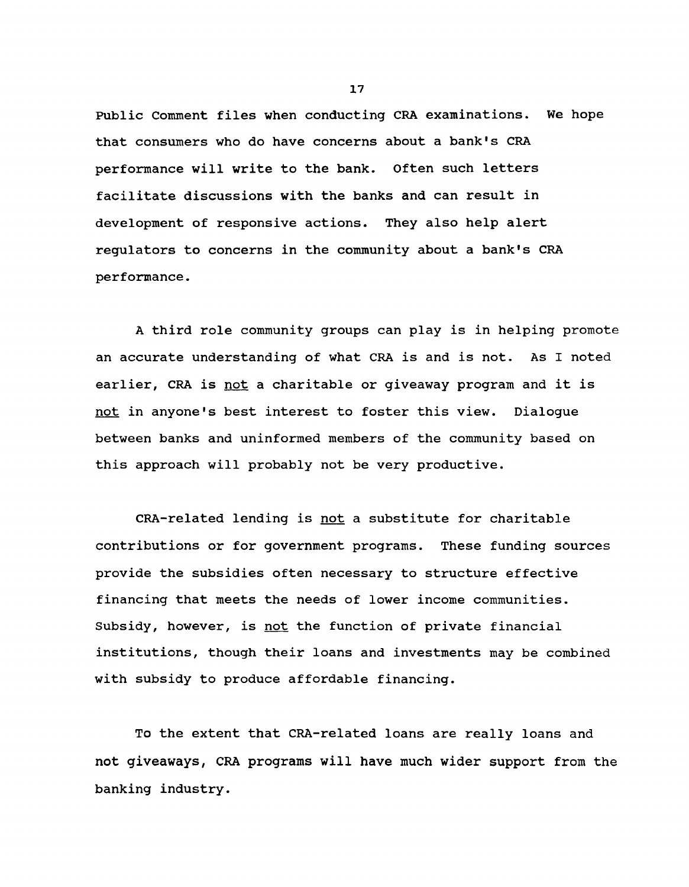Public Comment files when conducting CRA examinations. We hope that consumers who do have concerns about a bank's CRA performance will write to the bank. Often such letters facilitate discussions with the banks and can result in development of responsive actions. They also help alert regulators to concerns in the community about a bank's CRA performance.

A third role community groups can play is in helping promote an accurate understanding of what CRA is and is not. As I noted earlier, CRA is <u>not</u> a charitable or giveaway program and it is <u>not</u> in anyone's best interest to foster this view. Dialogue between banks and uninformed members of the community based on this approach will probably not be very productive.

CRA-related lending is <u>not</u> a substitute for charitable contributions or for government programs. These funding sources provide the subsidies often necessary to structure effective financing that meets the needs of lower income communities. Subsidy, however, is <u>not</u> the function of private financial institutions, though their loans and investments may be combined with subsidy to produce affordable financing.

To the extent that CRA-related loans are really loans and not giveaways, CRA programs will have much wider support from the banking industry.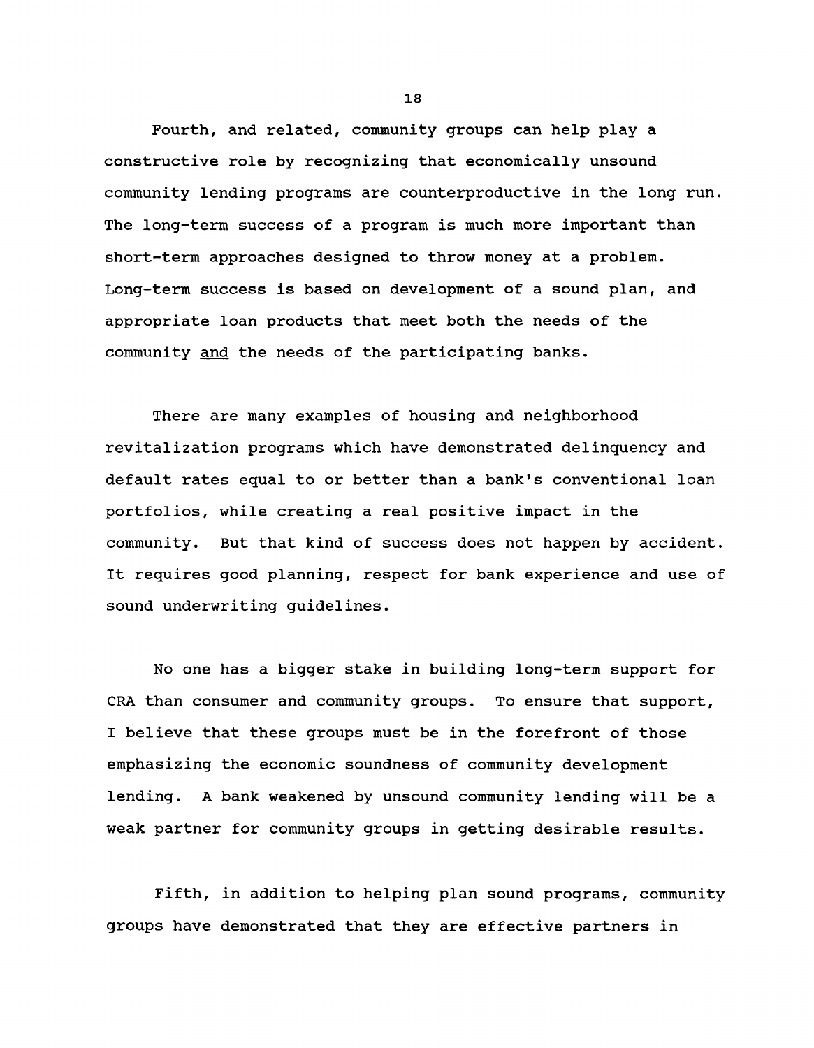Fourth, and related, community groups can help play a constructive role by recognizing that economically unsound community lending programs are counterproductive in the long run. The long-term success of a program is much more important than short-term approaches designed to throw money at a problem. Long-term success is based on development of a sound plan, and appropriate loan products that meet both the needs of the community <u>and</u> the needs of the participating banks.

There are many examples of housing and neighborhood revitalization programs which have demonstrated delinquency and default rates equal to or better than a bank's conventional loan portfolios, while creating a real positive impact in the community. But that kind of success does not happen by accident. It requires good planning, respect for bank experience and use of sound underwriting guidelines.

No one has a bigger stake in building long-term support for CRA than consumer and community groups. To ensure that support, I believe that these groups must be in the forefront of those emphasizing the economic soundness of community development lending. A bank weakened by unsound community lending will be a weak partner for community groups in getting desirable results.

Fifth, in addition to helping plan sound programs, community groups have demonstrated that they are effective partners in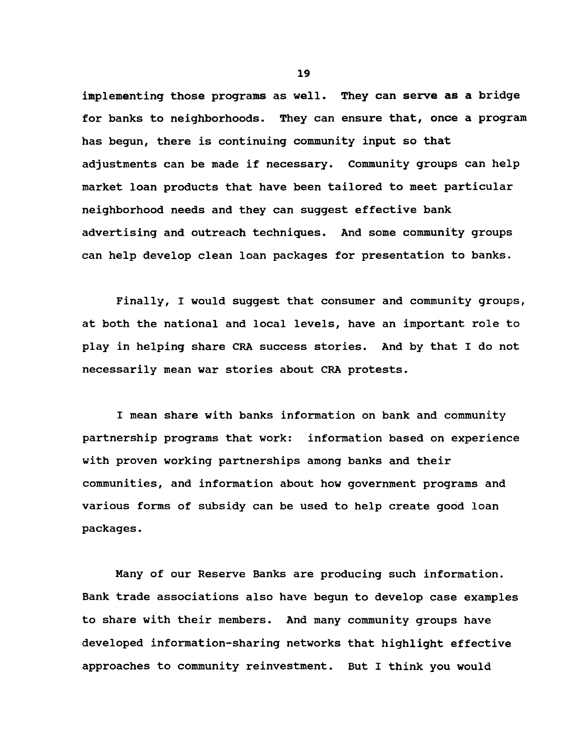implementing those programs as well. They can serve as a bridge for banks to neighborhoods. They can ensure that, once a program has begun, there is continuing community input so that adjustments can be made if necessary. Community groups can help market loan products that have been tailored to meet particular neighborhood needs and they can suggest effective bank advertising and outreach techniques. And some community groups can help develop clean loan packages for presentation to banks.

Finally, I would suggest that consumer and community groups, at both the national and local levels, have an important role to play in helping share CRA success stories. And by that I do not necessarily mean war stories about CRA protests.

I mean share with banks information on bank and community partnership programs that work: information based on experience with proven working partnerships among banks and their communities, and information about how government programs and various forms of subsidy can be used to help create good loan packages.

Many of our Reserve Banks are producing such information. Bank trade associations also have begun to develop case examples to share with their members. And many community groups have developed information-sharing networks that highlight effective approaches to community reinvestment. But I think you would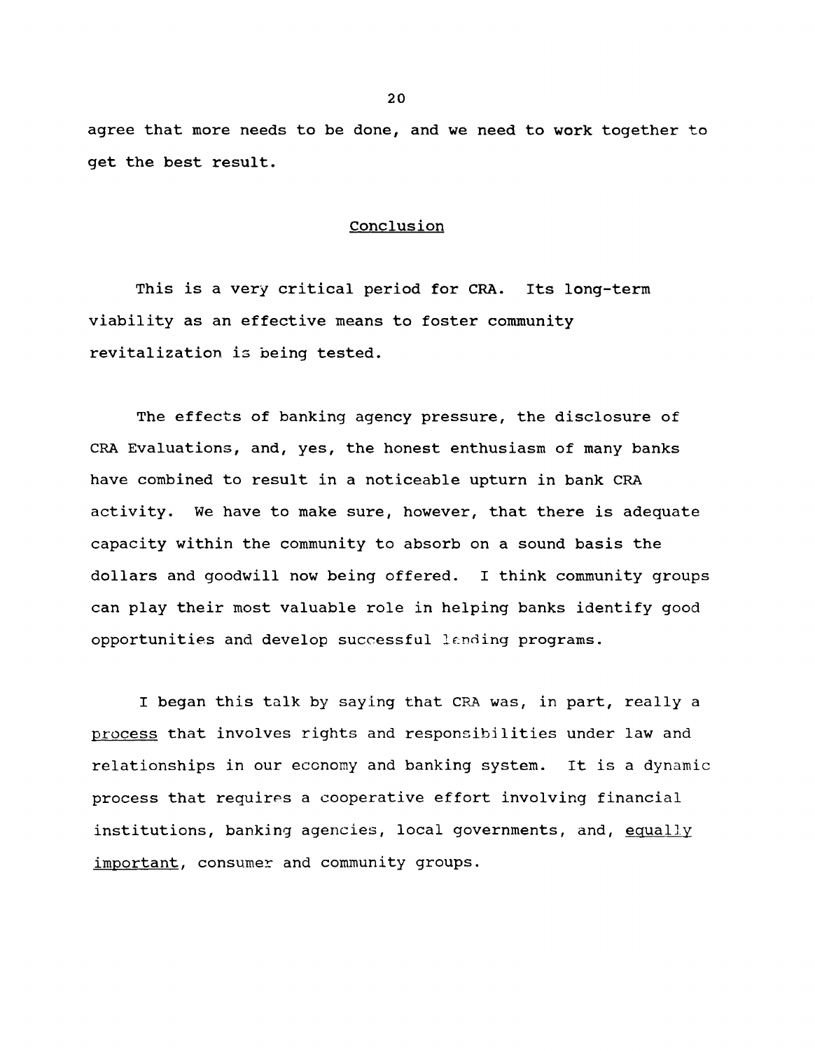agree that more needs to be done, and we need to work together to get the best result.

## Conclusion

This is a very critical period for CRA. Its long-term viability as an effective means to foster community revitalization is being tested.

The effects of banking agency pressure, the disclosure of CRA Evaluations, and, yes, the honest enthusiasm of many banks have combined to result in a noticeable upturn in bank CRA activity. We have to make sure, however, that there is adequate capacity within the community to absorb on a sound basis the dollars and goodwill now being offered. I think community groups can play their most valuable role in helping banks identify good opportunities and develop successful lending programs.

I began this talk by saying that CRA was, in part, really a process that involves rights and responsibilities under law and relationships in our economy and banking system. It is a dynamic process that requires a cooperative effort involving financial institutions, banking agencies, local governments, and, equally important, consumer and community groups.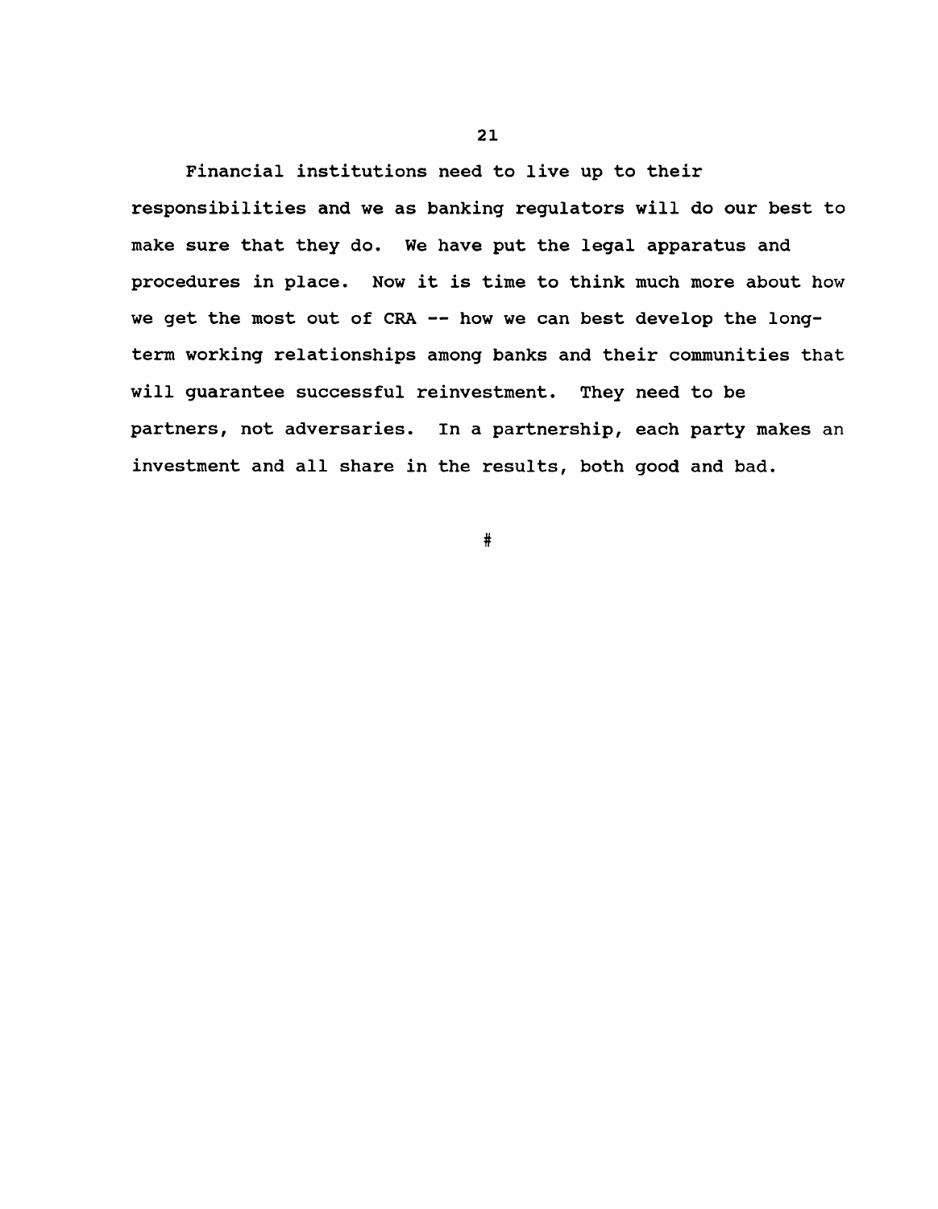Financial institutions need to live up to their responsibilities and we as banking regulators will do our best to make sure that they do. We have put the legal apparatus and procedures in place. Now it is time to think much more about how we get the most out of CRA -- how we can best develop the long-term working relationships among banks and their communities that will guarantee successful reinvestment. They need to be partners, not adversaries. In a partnership, each party makes an investment and all share in the results, both good and bad.

#